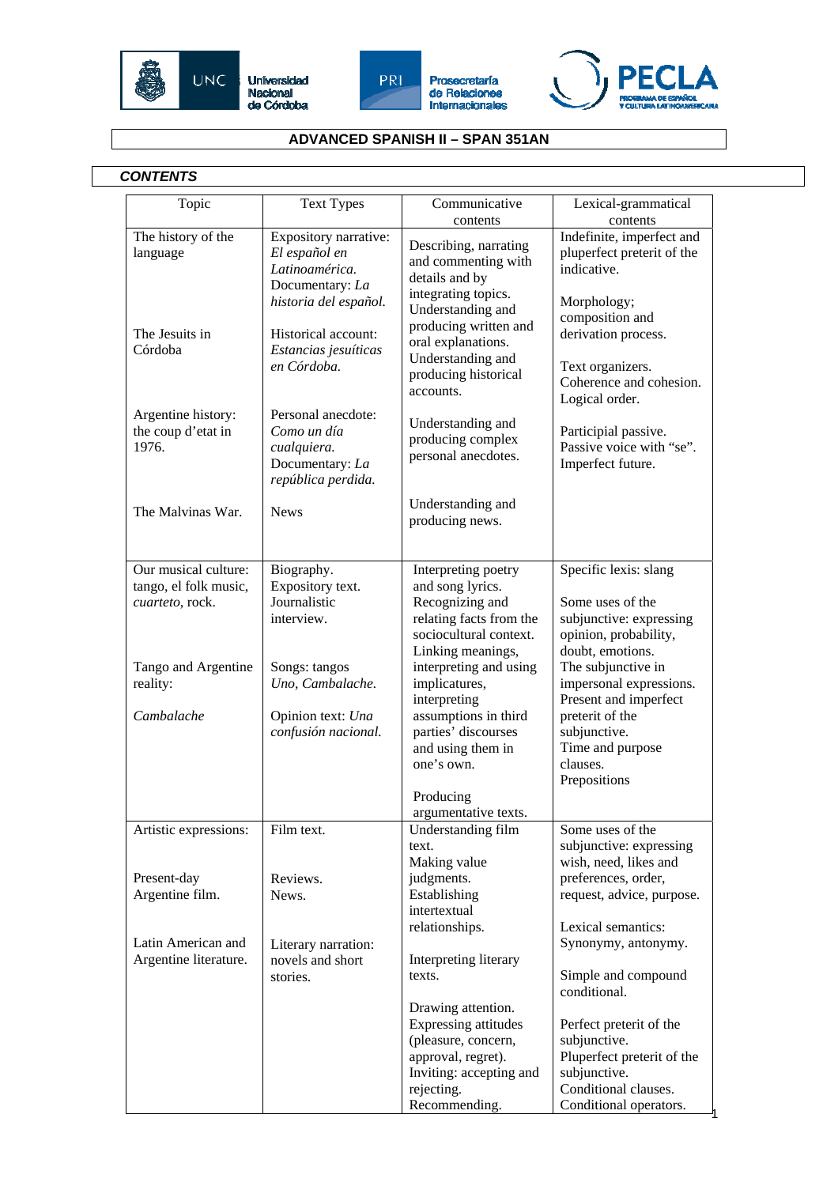## ADVANCED SPANISH II – SPAN 351AN

### *CONTENTS*

| Topic | Text Types | Communicative contents | Lexical-grammatical contents |
|---|---|---|---|
| The history of the language<br><br>The Jesuits in Córdoba<br><br>Argentine history: the coup d'etat in 1976.<br><br>The Malvinas War. | Expository narrative: *El español en Latinoamérica.* Documentary: *La historia del español.*<br><br>Historical account: *Estancias jesuíticas en Córdoba.*<br><br>Personal anecdote: *Como un día cualquiera.* Documentary: *La república perdida.*<br><br>News | Describing, narrating and commenting with details and by integrating topics. Understanding and producing written and oral explanations. Understanding and producing historical accounts.<br><br>Understanding and producing complex personal anecdotes.<br><br>Understanding and producing news. | Indefinite, imperfect and pluperfect preterit of the indicative.<br><br>Morphology; composition and derivation process.<br><br>Text organizers. Coherence and cohesion. Logical order.<br><br>Participial passive. Passive voice with "se". Imperfect future. |
| Our musical culture: tango, el folk music, *cuarteto*, rock.<br><br>Tango and Argentine reality:<br><br>*Cambalache* | Biography. Expository text. Journalistic interview.<br><br>Songs: tangos *Uno, Cambalache.*<br><br>Opinion text: *Una confusión nacional.* | Interpreting poetry and song lyrics. Recognizing and relating facts from the sociocultural context. Linking meanings, interpreting and using implicatures, interpreting assumptions in third parties' discourses and using them in one's own.<br><br>Producing argumentative texts. | Specific lexis: slang<br><br>Some uses of the subjunctive: expressing opinion, probability, doubt, emotions. The subjunctive in impersonal expressions. Present and imperfect preterit of the subjunctive. Time and purpose clauses. Prepositions |
| Artistic expressions:<br><br>Present-day Argentine film.<br><br>Latin American and Argentine literature. | Film text.<br><br>Reviews. News.<br><br>Literary narration: novels and short stories. | Understanding film text. Making value judgments. Establishing intertextual relationships.<br><br>Interpreting literary texts.<br><br>Drawing attention. Expressing attitudes (pleasure, concern, approval, regret). Inviting: accepting and rejecting. Recommending. | Some uses of the subjunctive: expressing wish, need, likes and preferences, order, request, advice, purpose.<br><br>Lexical semantics: Synonymy, antonymy.<br><br>Simple and compound conditional.<br><br>Perfect preterit of the subjunctive. Pluperfect preterit of the subjunctive. Conditional clauses. Conditional operators. |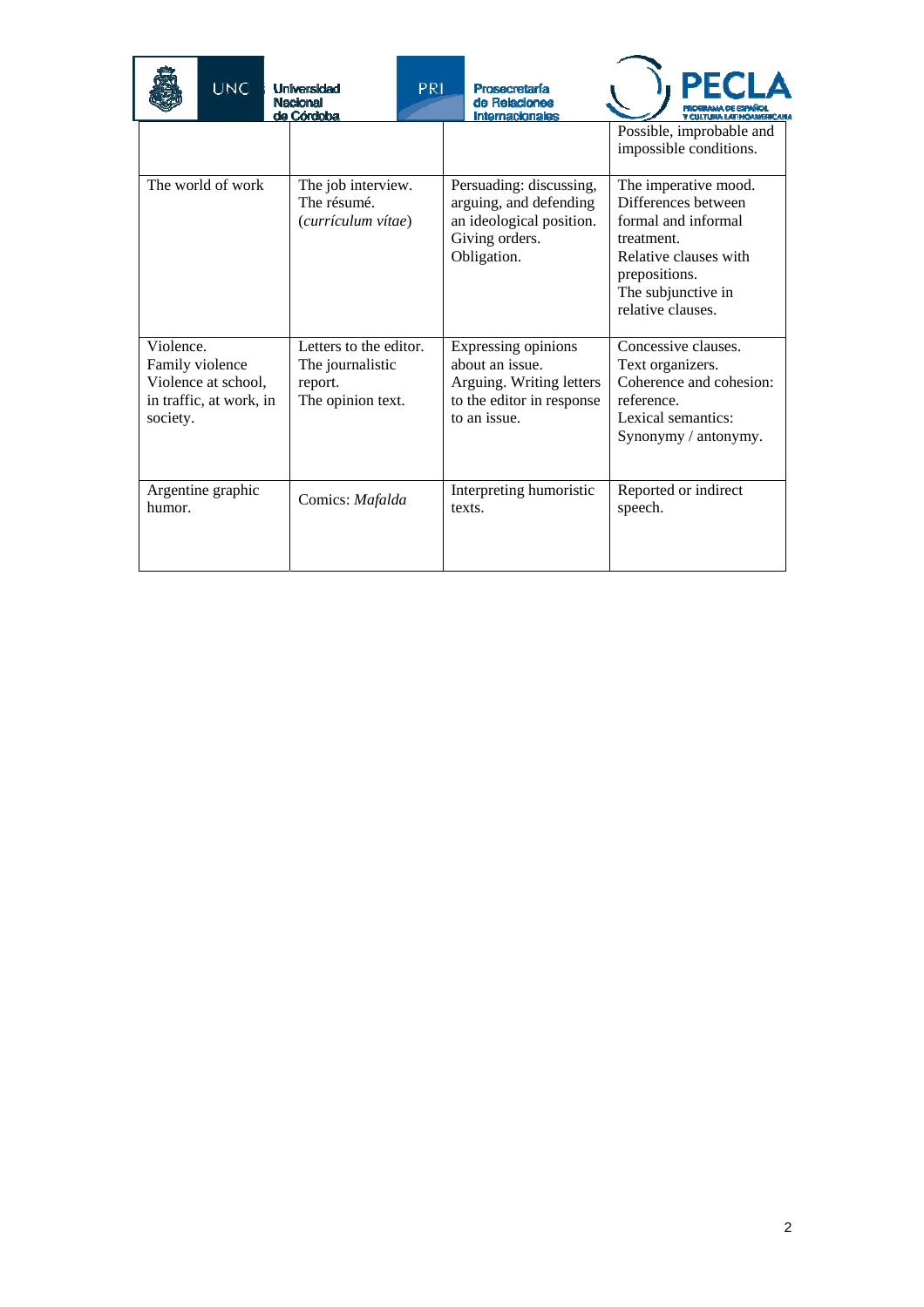| | | | |
|---|---|---|---|
| | | | Possible, improbable and impossible conditions. |
| The world of work | The job interview. The résumé. (*currículum vítae*) | Persuading: discussing, arguing, and defending an ideological position. Giving orders. Obligation. | The imperative mood. Differences between formal and informal treatment. Relative clauses with prepositions. The subjunctive in relative clauses. |
| Violence. Family violence Violence at school, in traffic, at work, in society. | Letters to the editor. The journalistic report. The opinion text. | Expressing opinions about an issue. Arguing. Writing letters to the editor in response to an issue. | Concessive clauses. Text organizers. Coherence and cohesion: reference. Lexical semantics: Synonymy / antonymy. |
| Argentine graphic humor. | Comics: *Mafalda* | Interpreting humoristic texts. | Reported or indirect speech. |